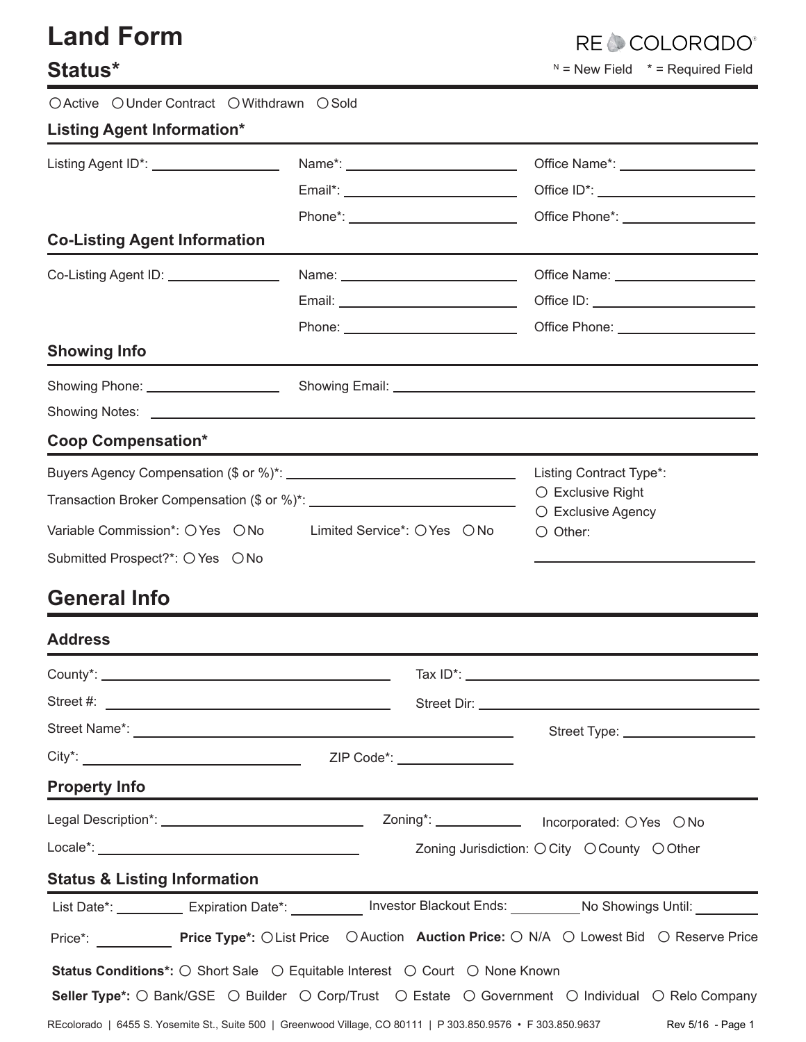# Land Form

RE COLORADO

## Status*

N = New Field   * = Required Field

○ Active ○ Under Contract ○ Withdrawn ○ Sold

### Listing Agent Information*

Listing Agent ID*: ____________ Name*: ____________ Office Name*: ____________

Email*: ____________ Office ID*: ____________

Phone*: ____________ Office Phone*: ____________

### Co-Listing Agent Information

Co-Listing Agent ID: ____________ Name: ____________ Office Name: ____________

Email: ____________ Office ID: ____________

Phone: ____________ Office Phone: ____________

### Showing Info

Showing Phone: ____________ Showing Email: ____________

Showing Notes: ____________

### Coop Compensation*

Buyers Agency Compensation ($ or %)*: ____________

Transaction Broker Compensation ($ or %)*: ____________

Variable Commission*: ○ Yes ○ No   Limited Service*: ○ Yes ○ No

Submitted Prospect?*: ○ Yes ○ No

Listing Contract Type*:
○ Exclusive Right
○ Exclusive Agency
○ Other: ____________

## General Info

### Address

County*: ____________ Tax ID*: ____________

Street #: ____________ Street Dir: ____________

Street Name*: ____________ Street Type: ____________

City*: ____________ ZIP Code*: ____________

### Property Info

Legal Description*: ____________ Zoning*: ____________ Incorporated: ○ Yes ○ No

Locale*: ____________ Zoning Jurisdiction: ○ City ○ County ○ Other

### Status & Listing Information

List Date*: ________ Expiration Date*: ________ Investor Blackout Ends: ________ No Showings Until: ________

Price*: ________ **Price Type*:** ○ List Price ○ Auction **Auction Price:** ○ N/A ○ Lowest Bid ○ Reserve Price

**Status Conditions*:** ○ Short Sale ○ Equitable Interest ○ Court ○ None Known

**Seller Type*:** ○ Bank/GSE ○ Builder ○ Corp/Trust ○ Estate ○ Government ○ Individual ○ Relo Company

REcolorado | 6455 S. Yosemite St., Suite 500 | Greenwood Village, CO 80111 | P 303.850.9576 • F 303.850.9637   Rev 5/16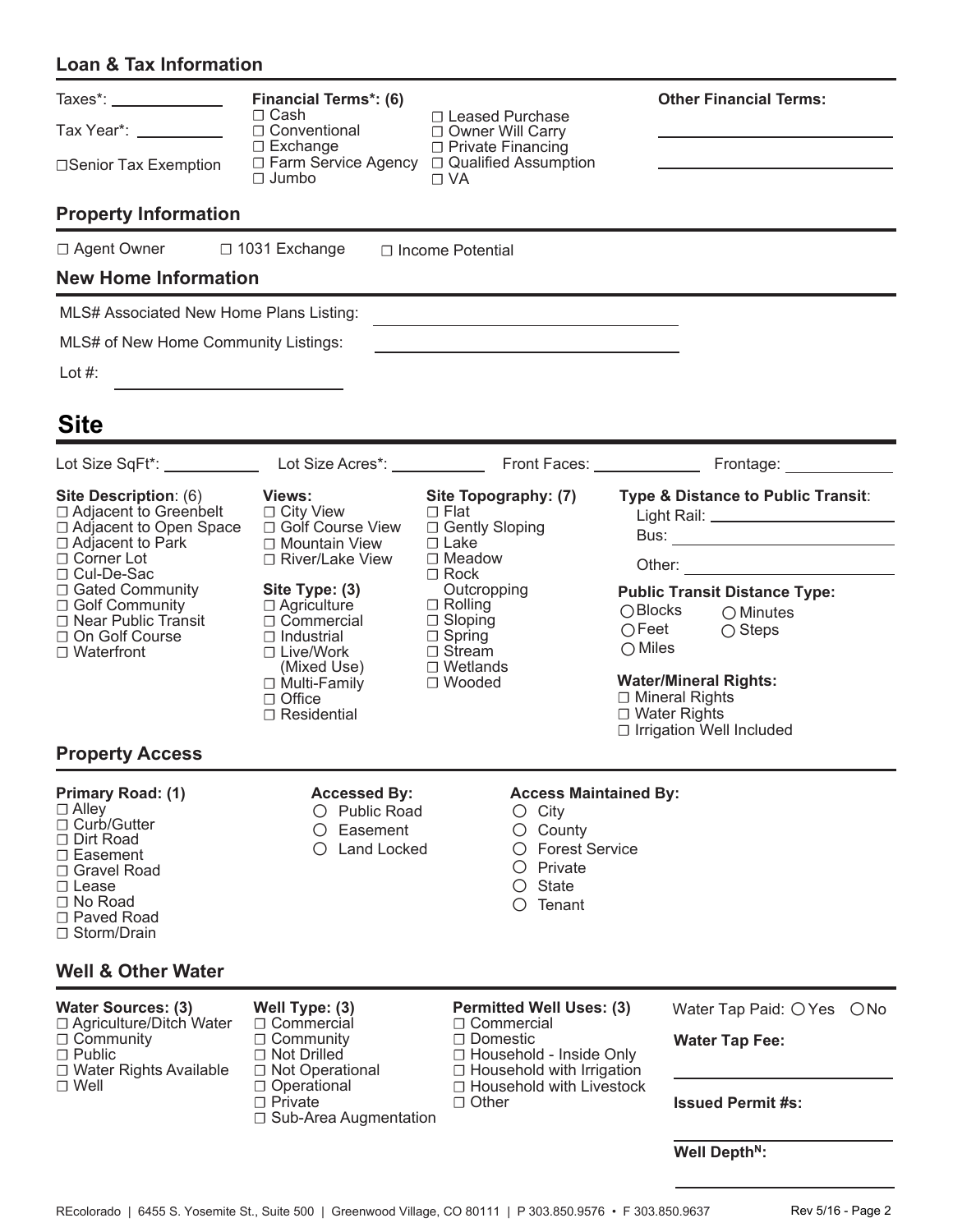## Loan & Tax Information

Taxes*: ____________

Tax Year*: __________

☐ Senior Tax Exemption

**Financial Terms*: (6)**

- ☐ Cash
- ☐ Conventional
- ☐ Exchange
- ☐ Farm Service Agency
- ☐ Jumbo
- ☐ Leased Purchase
- ☐ Owner Will Carry
- ☐ Private Financing
- ☐ Qualified Assumption
- ☐ VA

**Other Financial Terms:**

______________________

______________________

## Property Information

☐ Agent Owner ☐ 1031 Exchange ☐ Income Potential

## New Home Information

MLS# Associated New Home Plans Listing: ______________________

MLS# of New Home Community Listings: ______________________

Lot #: ______________________

# Site

Lot Size SqFt*: ____________ Lot Size Acres*: ____________ Front Faces: ____________ Frontage: ____________

**Site Description**: (6)

- ☐ Adjacent to Greenbelt
- ☐ Adjacent to Open Space
- ☐ Adjacent to Park
- ☐ Corner Lot
- ☐ Cul-De-Sac
- ☐ Gated Community
- ☐ Golf Community
- ☐ Near Public Transit
- ☐ On Golf Course
- ☐ Waterfront

**Views:**

- ☐ City View
- ☐ Golf Course View
- ☐ Mountain View
- ☐ River/Lake View

**Site Type: (3)**

- ☐ Agriculture
- ☐ Commercial
- ☐ Industrial
- ☐ Live/Work (Mixed Use)
- ☐ Multi-Family
- ☐ Office
- ☐ Residential

**Site Topography: (7)**

- ☐ Flat
- ☐ Gently Sloping
- ☐ Lake
- ☐ Meadow
- ☐ Rock Outcropping
- ☐ Rolling
- ☐ Sloping
- ☐ Spring
- ☐ Stream
- ☐ Wetlands
- ☐ Wooded

**Type & Distance to Public Transit**:

Light Rail: ______________________

Bus: ______________________

Other: ______________________

**Public Transit Distance Type:**

- ○ Blocks
- ○ Minutes
- ○ Feet
- ○ Steps
- ○ Miles

**Water/Mineral Rights:**

- ☐ Mineral Rights
- ☐ Water Rights
- ☐ Irrigation Well Included

## Property Access

**Primary Road: (1)**

- ☐ Alley
- ☐ Curb/Gutter
- ☐ Dirt Road
- ☐ Easement
- ☐ Gravel Road
- ☐ Lease
- ☐ No Road
- ☐ Paved Road
- ☐ Storm/Drain

**Accessed By:**

- ○ Public Road
- ○ Easement
- ○ Land Locked

**Access Maintained By:**

- ○ City
- ○ County
- ○ Forest Service
- ○ Private
- ○ State
- ○ Tenant

## Well & Other Water

**Water Sources: (3)**

- ☐ Agriculture/Ditch Water
- ☐ Community
- ☐ Public
- ☐ Water Rights Available
- ☐ Well

**Well Type: (3)**

- ☐ Commercial
- ☐ Community
- ☐ Not Drilled
- ☐ Not Operational
- ☐ Operational
- ☐ Private
- ☐ Sub-Area Augmentation

**Permitted Well Uses: (3)**

- ☐ Commercial
- ☐ Domestic
- ☐ Household - Inside Only
- ☐ Household with Irrigation
- ☐ Household with Livestock
- ☐ Other

Water Tap Paid: ○ Yes ○ No

**Water Tap Fee:**

______________________

**Issued Permit #s:**

______________________

**Well Depth[N]:**

______________________

REcolorado | 6455 S. Yosemite St., Suite 500 | Greenwood Village, CO 80111 | P 303.850.9576 • F 303.850.9637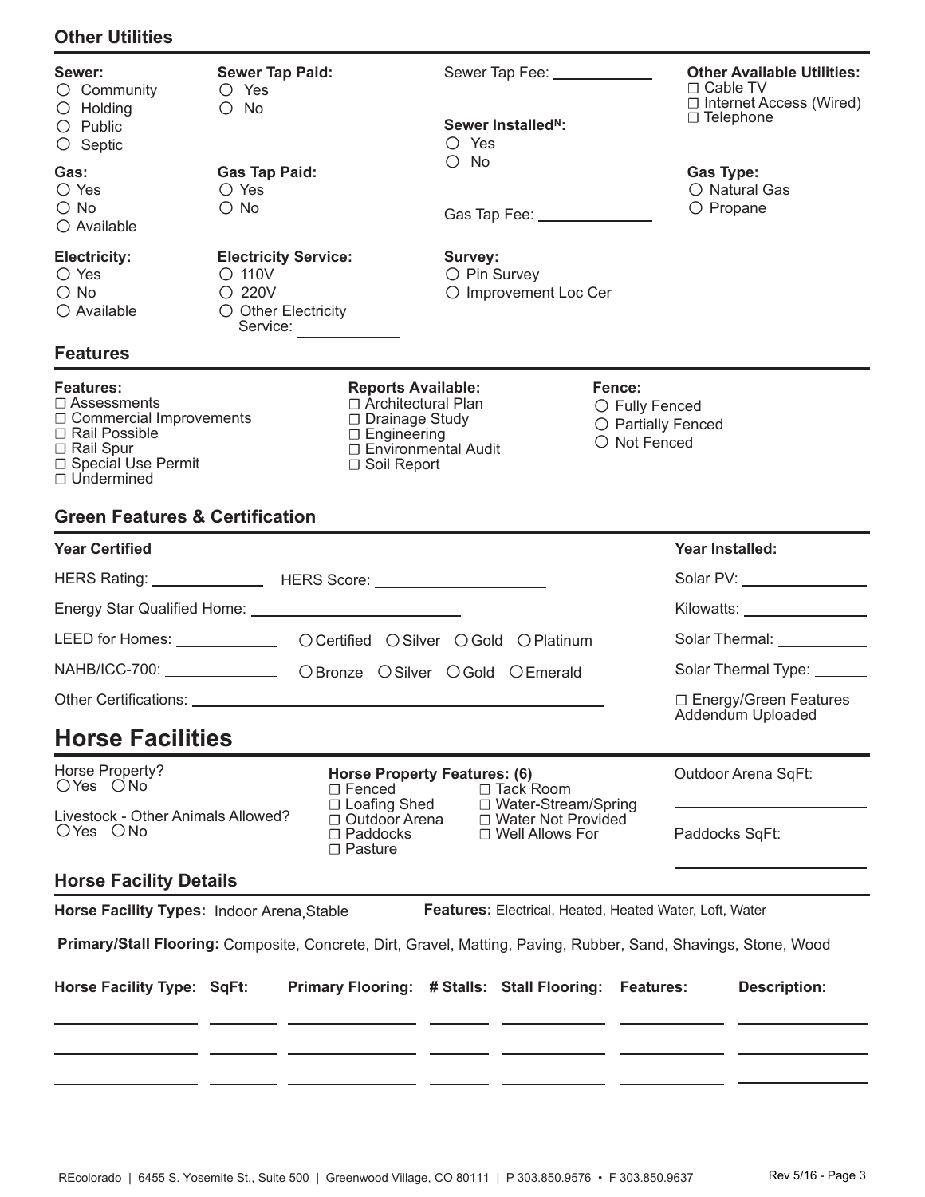## Other Utilities

**Sewer:**
- ○ Community
- ○ Holding
- ○ Public
- ○ Septic

**Sewer Tap Paid:**
- ○ Yes
- ○ No

Sewer Tap Fee: ____________

**Sewer Installed$^N$:**
- ○ Yes
- ○ No

**Other Available Utilities:**
- ☐ Cable TV
- ☐ Internet Access (Wired)
- ☐ Telephone

**Gas:**
- ○ Yes
- ○ No
- ○ Available

**Gas Tap Paid:**
- ○ Yes
- ○ No

Gas Tap Fee: ____________

**Gas Type:**
- ○ Natural Gas
- ○ Propane

**Electricity:**
- ○ Yes
- ○ No
- ○ Available

**Electricity Service:**
- ○ 110V
- ○ 220V
- ○ Other Electricity Service: ____________

**Survey:**
- ○ Pin Survey
- ○ Improvement Loc Cer

## Features

**Features:**
- ☐ Assessments
- ☐ Commercial Improvements
- ☐ Rail Possible
- ☐ Rail Spur
- ☐ Special Use Permit
- ☐ Undermined

**Reports Available:**
- ☐ Architectural Plan
- ☐ Drainage Study
- ☐ Engineering
- ☐ Environmental Audit
- ☐ Soil Report

**Fence:**
- ○ Fully Fenced
- ○ Partially Fenced
- ○ Not Fenced

## Green Features & Certification

**Year Certified**

HERS Rating: ____________ HERS Score: ____________

Energy Star Qualified Home: ____________

LEED for Homes: ____________ ○ Certified ○ Silver ○ Gold ○ Platinum

NAHB/ICC-700: ____________ ○ Bronze ○ Silver ○ Gold ○ Emerald

Other Certifications: ____________

**Year Installed:**

Solar PV: ____________

Kilowatts: ____________

Solar Thermal: ____________

Solar Thermal Type: ____________

☐ Energy/Green Features Addendum Uploaded

# Horse Facilities

Horse Property?
○ Yes ○ No

Livestock - Other Animals Allowed?
○ Yes ○ No

**Horse Property Features: (6)**
- ☐ Fenced
- ☐ Loafing Shed
- ☐ Outdoor Arena
- ☐ Paddocks
- ☐ Pasture
- ☐ Tack Room
- ☐ Water-Stream/Spring
- ☐ Water Not Provided
- ☐ Well Allows For

Outdoor Arena SqFt: ____________

Paddocks SqFt: ____________

## Horse Facility Details

**Horse Facility Types:** Indoor Arena, Stable

**Features:** Electrical, Heated, Heated Water, Loft, Water

**Primary/Stall Flooring:** Composite, Concrete, Dirt, Gravel, Matting, Paving, Rubber, Sand, Shavings, Stone, Wood

| Horse Facility Type: | SqFt: | Primary Flooring: | # Stalls: | Stall Flooring: | Features: | Description: |
|---|---|---|---|---|---|---|
| | | | | | | |
| | | | | | | |
| | | | | | | |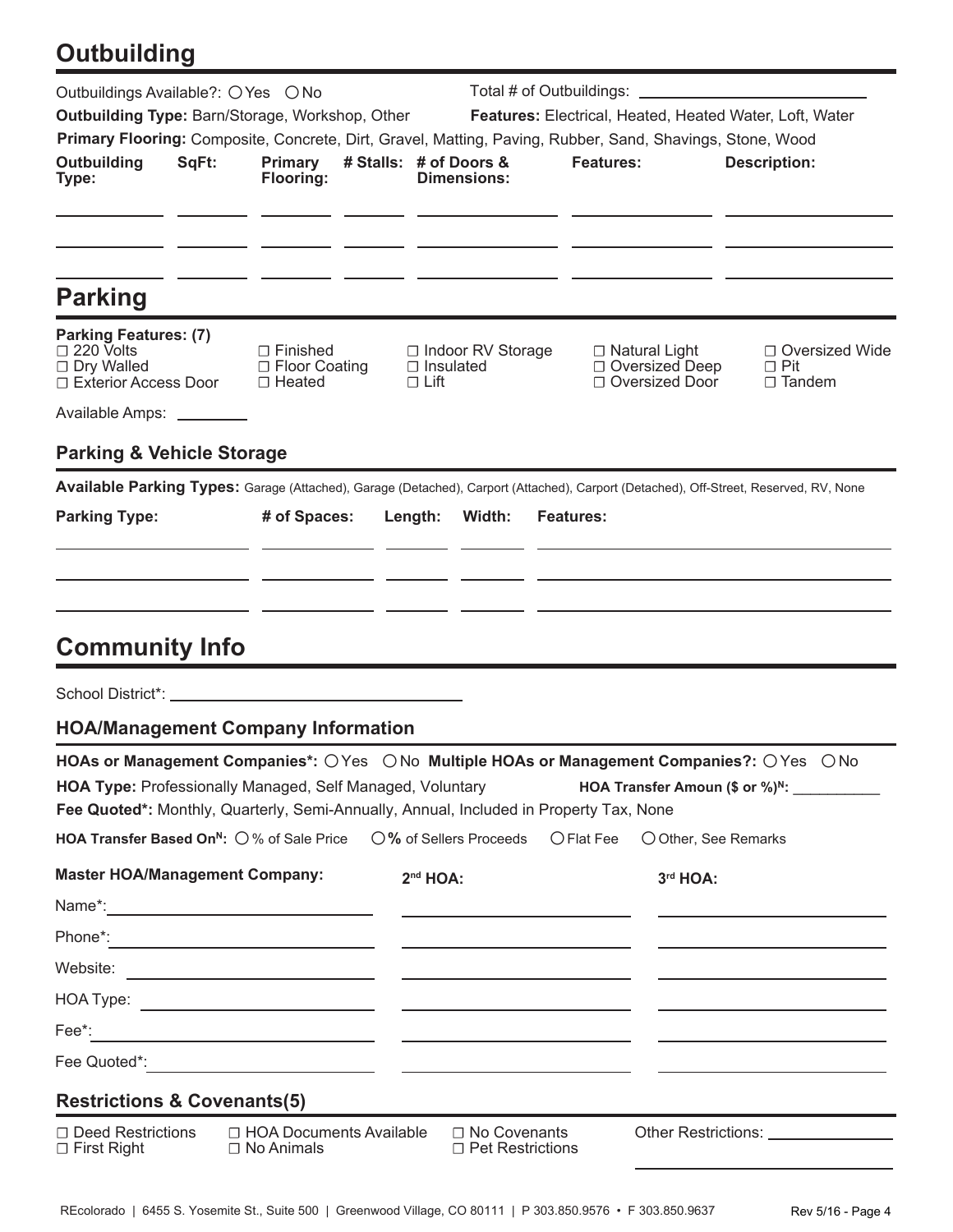# Outbuilding

Outbuildings Available?: ○ Yes ○ No

Total # of Outbuildings: ______________________

**Outbuilding Type:** Barn/Storage, Workshop, Other

**Features:** Electrical, Heated, Heated Water, Loft, Water

**Primary Flooring:** Composite, Concrete, Dirt, Gravel, Matting, Paving, Rubber, Sand, Shavings, Stone, Wood

| Outbuilding Type: | SqFt: | Primary Flooring: | # Stalls: | # of Doors & Dimensions: | Features: | Description: |
|---|---|---|---|---|---|---|
| | | | | | | |
| | | | | | | |
| | | | | | | |

# Parking

**Parking Features: (7)**

- ☐ 220 Volts
- ☐ Dry Walled
- ☐ Exterior Access Door
- ☐ Finished
- ☐ Floor Coating
- ☐ Heated
- ☐ Indoor RV Storage
- ☐ Insulated
- ☐ Lift
- ☐ Natural Light
- ☐ Oversized Deep
- ☐ Oversized Door
- ☐ Oversized Wide
- ☐ Pit
- ☐ Tandem

Available Amps: ________

## Parking & Vehicle Storage

**Available Parking Types:** Garage (Attached), Garage (Detached), Carport (Attached), Carport (Detached), Off-Street, Reserved, RV, None

| Parking Type: | # of Spaces: | Length: | Width: | Features: |
|---|---|---|---|---|
| | | | | |
| | | | | |
| | | | | |

# Community Info

School District*: ______________________________

## HOA/Management Company Information

**HOAs or Management Companies*:** ○ Yes ○ No **Multiple HOAs or Management Companies?:** ○ Yes ○ No

**HOA Type:** Professionally Managed, Self Managed, Voluntary

**HOA Transfer Amoun ($ or %)[N]:** __________

**Fee Quoted*:** Monthly, Quarterly, Semi-Annually, Annual, Included in Property Tax, None

**HOA Transfer Based On[N]:** ○ % of Sale Price ○ **%** of Sellers Proceeds ○ Flat Fee ○ Other, See Remarks

| | Master HOA/Management Company: | 2nd HOA: | 3rd HOA: |
|---|---|---|---|
| Name*: | | | |
| Phone*: | | | |
| Website: | | | |
| HOA Type: | | | |
| Fee*: | | | |
| Fee Quoted*: | | | |

## Restrictions & Covenants(5)

- ☐ Deed Restrictions
- ☐ First Right
- ☐ HOA Documents Available
- ☐ No Animals
- ☐ No Covenants
- ☐ Pet Restrictions

Other Restrictions: ______________________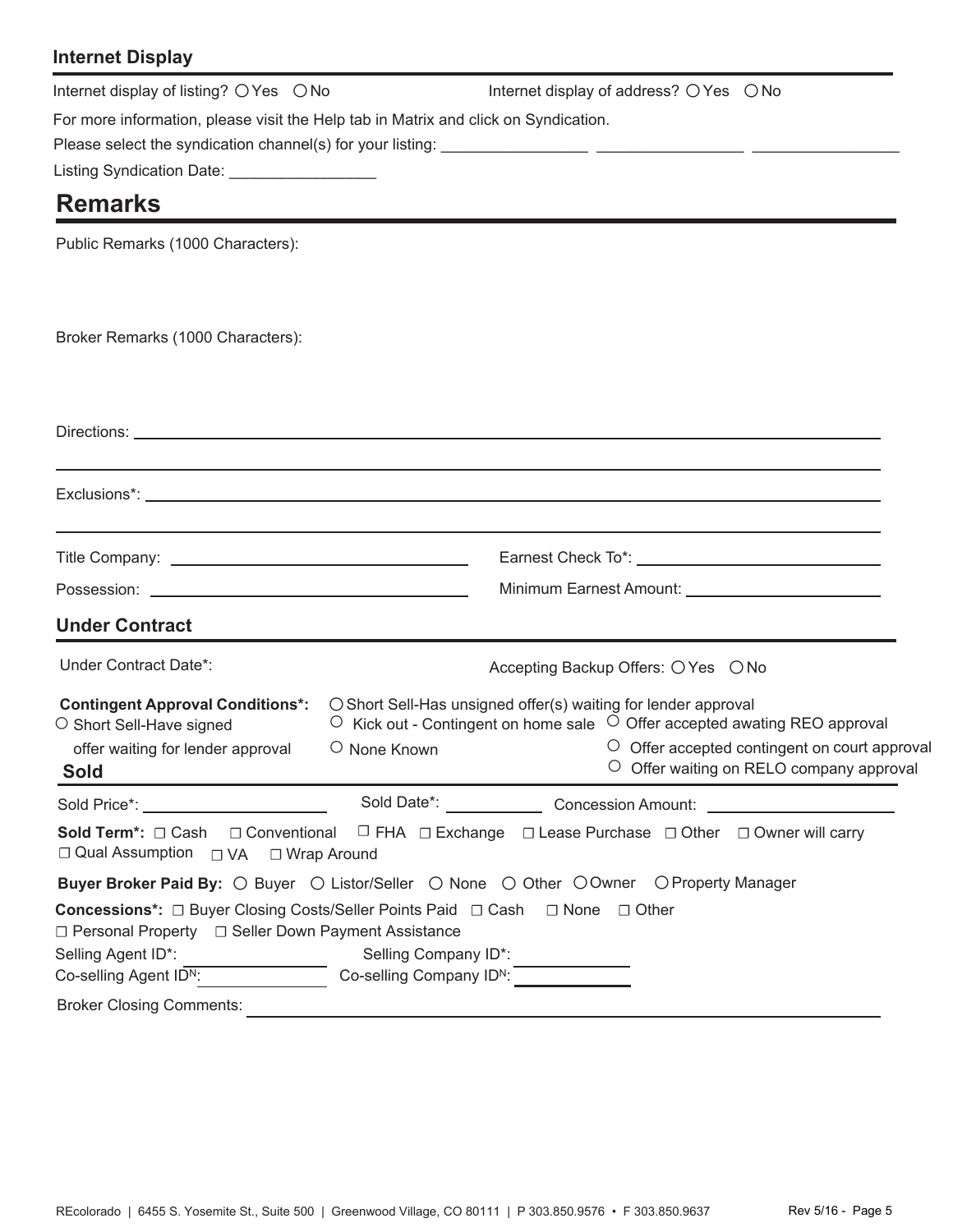### Internet Display

Internet display of listing? ○ Yes ○ No

Internet display of address? ○ Yes ○ No

For more information, please visit the Help tab in Matrix and click on Syndication.

Please select the syndication channel(s) for your listing: ________________ ________________ ________________

Listing Syndication Date: ________________

## Remarks

Public Remarks (1000 Characters):

Broker Remarks (1000 Characters):

Directions: ____________________________________________

Exclusions*: ____________________________________________

Title Company: ____________________

Earnest Check To*: ____________________

Possession: ____________________

Minimum Earnest Amount: ____________________

### Under Contract

Under Contract Date*:

Accepting Backup Offers: ○ Yes ○ No

**Contingent Approval Conditions*:** ○ Short Sell-Have signed offer waiting for lender approval ○ Short Sell-Has unsigned offer(s) waiting for lender approval ○ Kick out - Contingent on home sale ○ None Known ○ Offer accepted awating REO approval ○ Offer accepted contingent on court approval ○ Offer waiting on RELO company approval

### Sold

Sold Price*: ____________________ Sold Date*: ____________ Concession Amount: ____________________

**Sold Term*:** □ Cash □ Conventional □ FHA □ Exchange □ Lease Purchase □ Other □ Owner will carry □ Qual Assumption □ VA □ Wrap Around

**Buyer Broker Paid By:** ○ Buyer ○ Listor/Seller ○ None ○ Other ○ Owner ○ Property Manager

**Concessions*:** □ Buyer Closing Costs/Seller Points Paid □ Cash □ None □ Other □ Personal Property □ Seller Down Payment Assistance

Selling Agent ID*: ____________ Selling Company ID*: ____________

Co-selling Agent ID[N]: ____________ Co-selling Company ID[N]: ____________

Broker Closing Comments: ____________________________________________

REcolorado | 6455 S. Yosemite St., Suite 500 | Greenwood Village, CO 80111 | P 303.850.9576 • F 303.850.9637 Rev 5/16